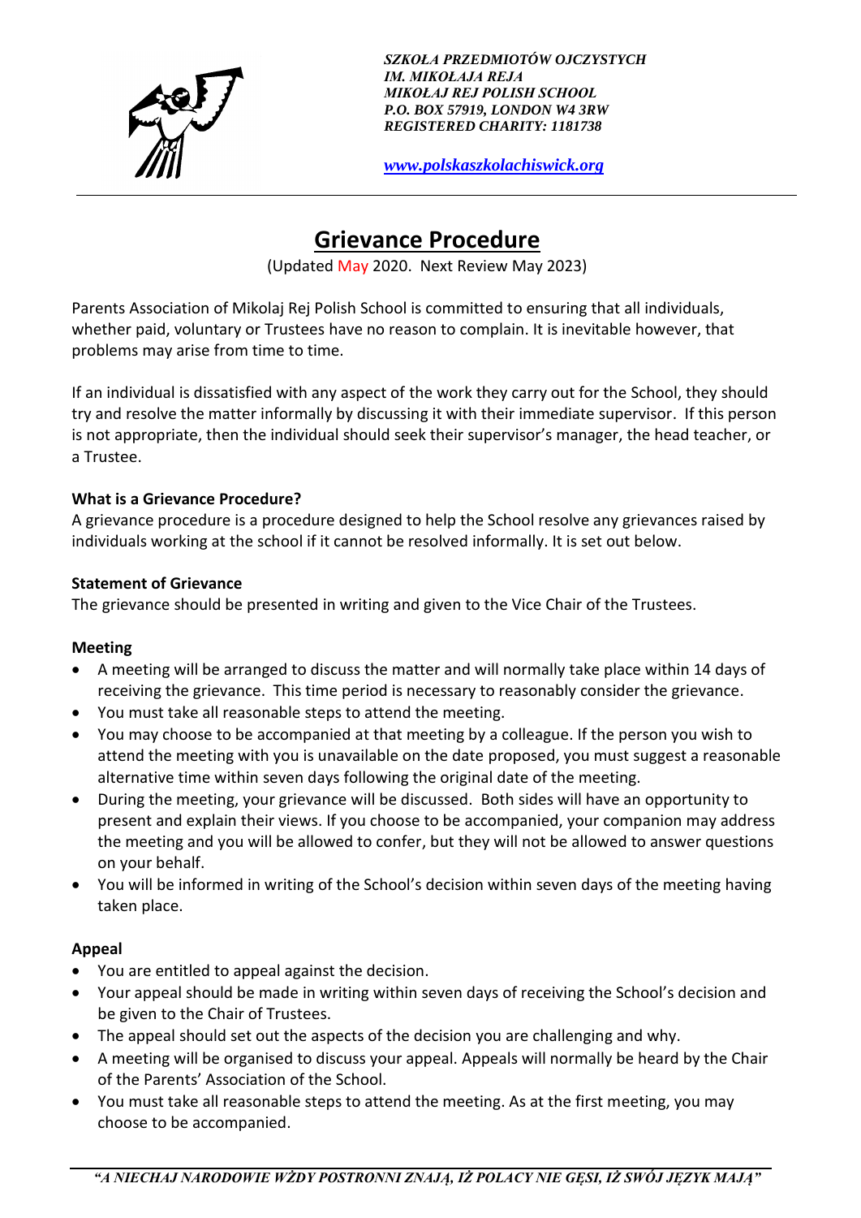*SZKOŁA PRZEDMIOTÓW OJCZYSTYCH*
*IM. MIKOŁAJA REJA*
*MIKOŁAJ REJ POLISH SCHOOL*
*P.O. BOX 57919, LONDON W4 3RW*
*REGISTERED CHARITY: 1181738*

*www.polskaszkolachiswick.org*

# Grievance Procedure

(Updated May 2020. Next Review May 2023)

Parents Association of Mikolaj Rej Polish School is committed to ensuring that all individuals, whether paid, voluntary or Trustees have no reason to complain. It is inevitable however, that problems may arise from time to time.

If an individual is dissatisfied with any aspect of the work they carry out for the School, they should try and resolve the matter informally by discussing it with their immediate supervisor. If this person is not appropriate, then the individual should seek their supervisor's manager, the head teacher, or a Trustee.

**What is a Grievance Procedure?**

A grievance procedure is a procedure designed to help the School resolve any grievances raised by individuals working at the school if it cannot be resolved informally. It is set out below.

**Statement of Grievance**

The grievance should be presented in writing and given to the Vice Chair of the Trustees.

**Meeting**

- A meeting will be arranged to discuss the matter and will normally take place within 14 days of receiving the grievance. This time period is necessary to reasonably consider the grievance.
- You must take all reasonable steps to attend the meeting.
- You may choose to be accompanied at that meeting by a colleague. If the person you wish to attend the meeting with you is unavailable on the date proposed, you must suggest a reasonable alternative time within seven days following the original date of the meeting.
- During the meeting, your grievance will be discussed. Both sides will have an opportunity to present and explain their views. If you choose to be accompanied, your companion may address the meeting and you will be allowed to confer, but they will not be allowed to answer questions on your behalf.
- You will be informed in writing of the School's decision within seven days of the meeting having taken place.

**Appeal**

- You are entitled to appeal against the decision.
- Your appeal should be made in writing within seven days of receiving the School's decision and be given to the Chair of Trustees.
- The appeal should set out the aspects of the decision you are challenging and why.
- A meeting will be organised to discuss your appeal. Appeals will normally be heard by the Chair of the Parents' Association of the School.
- You must take all reasonable steps to attend the meeting. As at the first meeting, you may choose to be accompanied.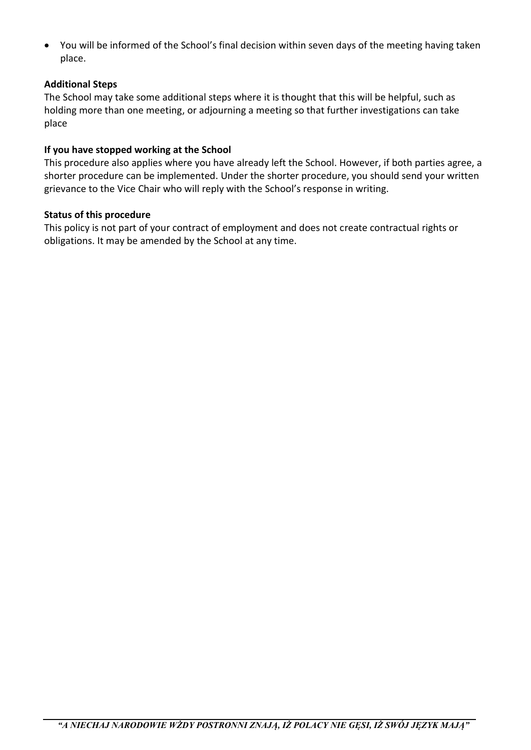- You will be informed of the School's final decision within seven days of the meeting having taken place.

**Additional Steps**

The School may take some additional steps where it is thought that this will be helpful, such as holding more than one meeting, or adjourning a meeting so that further investigations can take place

**If you have stopped working at the School**

This procedure also applies where you have already left the School. However, if both parties agree, a shorter procedure can be implemented. Under the shorter procedure, you should send your written grievance to the Vice Chair who will reply with the School's response in writing.

**Status of this procedure**

This policy is not part of your contract of employment and does not create contractual rights or obligations. It may be amended by the School at any time.